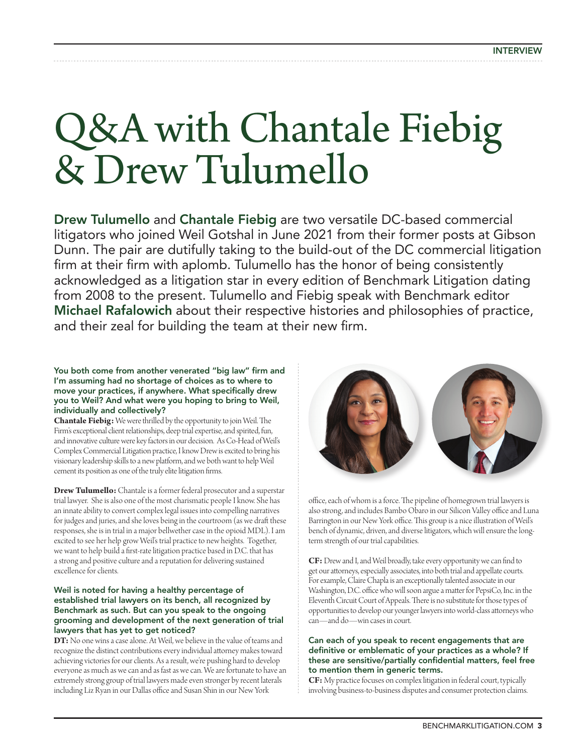# Q&A with Chantale Fiebig & Drew Tulumello

**Drew Tulumello** and **Chantale Fiebig** are two versatile DC-based commercial litigators who joined Weil Gotshal in June 2021 from their former posts at Gibson Dunn. The pair are dutifully taking to the build-out of the DC commercial litigation firm at their firm with aplomb. Tulumello has the honor of being consistently acknowledged as a litigation star in every edition of Benchmark Litigation dating from 2008 to the present. Tulumello and Fiebig speak with Benchmark editor **Michael Rafalowich** about their respective histories and philosophies of practice, and their zeal for building the team at their new firm.

**You both come from another venerated "big law" firm and I'm assuming had no shortage of choices as to where to move your practices, if anywhere. What specifically drew you to Weil? And what were you hoping to bring to Weil, individually and collectively?**

**Chantale Fiebig:** We were thrilled by the opportunity to join Weil. The Firm's exceptional client relationships, deep trial expertise, and spirited, fun, and innovative culture were key factors in our decision. As Co-Head of Weil's Complex Commercial Litigation practice, I know Drew is excited to bring his visionary leadership skills to a new platform, and we both want to help Weil cement its position as one of the truly elite litigation firms.

**Drew Tulumello:** Chantale is a former federal prosecutor and a superstar trial lawyer. She is also one of the most charismatic people I know. She has an innate ability to convert complex legal issues into compelling narratives for judges and juries, and she loves being in the courtroom (as we draft these responses, she is in trial in a major bellwether case in the opioid MDL). I am excited to see her help grow Weil's trial practice to new heights. Together, we want to help build a first-rate litigation practice based in D.C. that has a strong and positive culture and a reputation for delivering sustained excellence for clients.

**Weil is noted for having a healthy percentage of established trial lawyers on its bench, all recognized by Benchmark as such. But can you speak to the ongoing grooming and development of the next generation of trial lawyers that has yet to get noticed?**

**DT:** No one wins a case alone. At Weil, we believe in the value of teams and recognize the distinct contributions every individual attorney makes toward achieving victories for our clients. As a result, we're pushing hard to develop everyone as much as we can and as fast as we can. We are fortunate to have an extremely strong group of trial lawyers made even stronger by recent laterals including Liz Ryan in our Dallas office and Susan Shin in our New York office, each of whom is a force. The pipeline of homegrown trial lawyers is also strong, and includes Bambo Obaro in our Silicon Valley office and Luna Barrington in our New York office. This group is a nice illustration of Weil's bench of dynamic, driven, and diverse litigators, which will ensure the long-term strength of our trial capabilities.

**CF:** Drew and I, and Weil broadly, take every opportunity we can find to get our attorneys, especially associates, into both trial and appellate courts. For example, Claire Chapla is an exceptionally talented associate in our Washington, D.C. office who will soon argue a matter for PepsiCo, Inc. in the Eleventh Circuit Court of Appeals. There is no substitute for those types of opportunities to develop our younger lawyers into world-class attorneys who can—and do—win cases in court.

**Can each of you speak to recent engagements that are definitive or emblematic of your practices as a whole? If these are sensitive/partially confidential matters, feel free to mention them in generic terms.**

**CF:** My practice focuses on complex litigation in federal court, typically involving business-to-business disputes and consumer protection claims.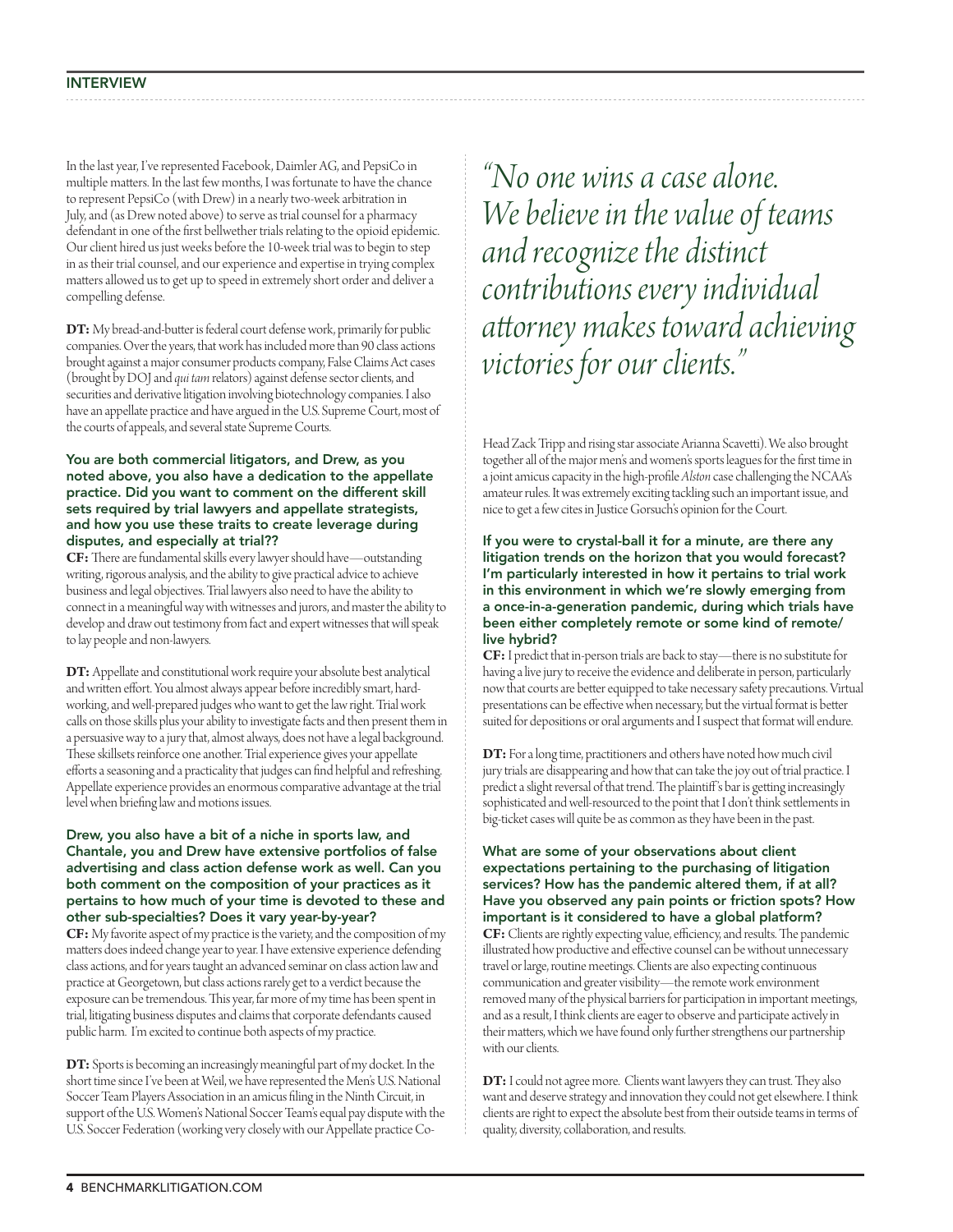In the last year, I've represented Facebook, Daimler AG, and PepsiCo in multiple matters. In the last few months, I was fortunate to have the chance to represent PepsiCo (with Drew) in a nearly two-week arbitration in July, and (as Drew noted above) to serve as trial counsel for a pharmacy defendant in one of the first bellwether trials relating to the opioid epidemic. Our client hired us just weeks before the 10-week trial was to begin to step in as their trial counsel, and our experience and expertise in trying complex matters allowed us to get up to speed in extremely short order and deliver a compelling defense.

**DT:** My bread-and-butter is federal court defense work, primarily for public companies. Over the years, that work has included more than 90 class actions brought against a major consumer products company, False Claims Act cases (brought by DOJ and *qui tam* relators) against defense sector clients, and securities and derivative litigation involving biotechnology companies. I also have an appellate practice and have argued in the U.S. Supreme Court, most of the courts of appeals, and several state Supreme Courts.

### You are both commercial litigators, and Drew, as you noted above, you also have a dedication to the appellate practice. Did you want to comment on the different skill sets required by trial lawyers and appellate strategists, and how you use these traits to create leverage during disputes, and especially at trial??

**CF:** There are fundamental skills every lawyer should have—outstanding writing, rigorous analysis, and the ability to give practical advice to achieve business and legal objectives. Trial lawyers also need to have the ability to connect in a meaningful way with witnesses and jurors, and master the ability to develop and draw out testimony from fact and expert witnesses that will speak to lay people and non-lawyers.

**DT:** Appellate and constitutional work require your absolute best analytical and written effort. You almost always appear before incredibly smart, hard-working, and well-prepared judges who want to get the law right. Trial work calls on those skills plus your ability to investigate facts and then present them in a persuasive way to a jury that, almost always, does not have a legal background. These skillsets reinforce one another. Trial experience gives your appellate efforts a seasoning and a practicality that judges can find helpful and refreshing. Appellate experience provides an enormous comparative advantage at the trial level when briefing law and motions issues.

### Drew, you also have a bit of a niche in sports law, and Chantale, you and Drew have extensive portfolios of false advertising and class action defense work as well. Can you both comment on the composition of your practices as it pertains to how much of your time is devoted to these and other sub-specialties? Does it vary year-by-year?

**CF:** My favorite aspect of my practice is the variety, and the composition of my matters does indeed change year to year. I have extensive experience defending class actions, and for years taught an advanced seminar on class action law and practice at Georgetown, but class actions rarely get to a verdict because the exposure can be tremendous. This year, far more of my time has been spent in trial, litigating business disputes and claims that corporate defendants caused public harm. I'm excited to continue both aspects of my practice.

**DT:** Sports is becoming an increasingly meaningful part of my docket. In the short time since I've been at Weil, we have represented the Men's U.S. National Soccer Team Players Association in an amicus filing in the Ninth Circuit, in support of the U.S. Women's National Soccer Team's equal pay dispute with the U.S. Soccer Federation (working very closely with our Appellate practice Co-Head Zack Tripp and rising star associate Arianna Scavetti). We also brought together all of the major men's and women's sports leagues for the first time in a joint amicus capacity in the high-profile *Alston* case challenging the NCAA's amateur rules. It was extremely exciting tackling such an important issue, and nice to get a few cites in Justice Gorsuch's opinion for the Court.

> *"No one wins a case alone. We believe in the value of teams and recognize the distinct contributions every individual attorney makes toward achieving victories for our clients."*

### If you were to crystal-ball it for a minute, are there any litigation trends on the horizon that you would forecast? I'm particularly interested in how it pertains to trial work in this environment in which we're slowly emerging from a once-in-a-generation pandemic, during which trials have been either completely remote or some kind of remote/live hybrid?

**CF:** I predict that in-person trials are back to stay—there is no substitute for having a live jury to receive the evidence and deliberate in person, particularly now that courts are better equipped to take necessary safety precautions. Virtual presentations can be effective when necessary, but the virtual format is better suited for depositions or oral arguments and I suspect that format will endure.

**DT:** For a long time, practitioners and others have noted how much civil jury trials are disappearing and how that can take the joy out of trial practice. I predict a slight reversal of that trend. The plaintiff's bar is getting increasingly sophisticated and well-resourced to the point that I don't think settlements in big-ticket cases will quite be as common as they have been in the past.

### What are some of your observations about client expectations pertaining to the purchasing of litigation services? How has the pandemic altered them, if at all? Have you observed any pain points or friction spots? How important is it considered to have a global platform?

**CF:** Clients are rightly expecting value, efficiency, and results. The pandemic illustrated how productive and effective counsel can be without unnecessary travel or large, routine meetings. Clients are also expecting continuous communication and greater visibility—the remote work environment removed many of the physical barriers for participation in important meetings, and as a result, I think clients are eager to observe and participate actively in their matters, which we have found only further strengthens our partnership with our clients.

**DT:** I could not agree more. Clients want lawyers they can trust. They also want and deserve strategy and innovation they could not get elsewhere. I think clients are right to expect the absolute best from their outside teams in terms of quality, diversity, collaboration, and results.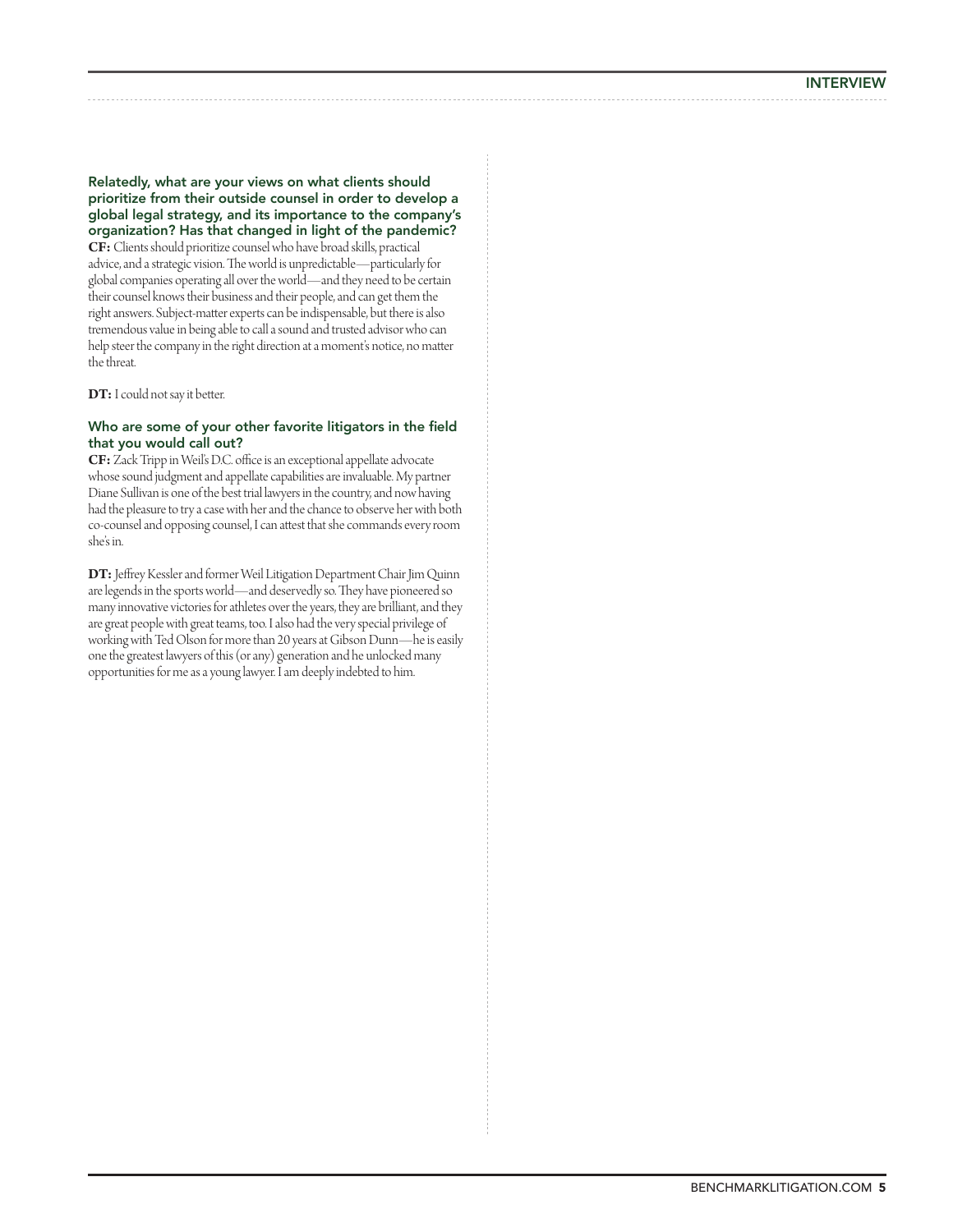**Relatedly, what are your views on what clients should prioritize from their outside counsel in order to develop a global legal strategy, and its importance to the company's organization? Has that changed in light of the pandemic?**

**CF:** Clients should prioritize counsel who have broad skills, practical advice, and a strategic vision. The world is unpredictable—particularly for global companies operating all over the world—and they need to be certain their counsel knows their business and their people, and can get them the right answers. Subject-matter experts can be indispensable, but there is also tremendous value in being able to call a sound and trusted advisor who can help steer the company in the right direction at a moment's notice, no matter the threat.

**DT:** I could not say it better.

**Who are some of your other favorite litigators in the field that you would call out?**

**CF:** Zack Tripp in Weil's D.C. office is an exceptional appellate advocate whose sound judgment and appellate capabilities are invaluable. My partner Diane Sullivan is one of the best trial lawyers in the country, and now having had the pleasure to try a case with her and the chance to observe her with both co-counsel and opposing counsel, I can attest that she commands every room she's in.

**DT:** Jeffrey Kessler and former Weil Litigation Department Chair Jim Quinn are legends in the sports world—and deservedly so. They have pioneered so many innovative victories for athletes over the years, they are brilliant, and they are great people with great teams, too. I also had the very special privilege of working with Ted Olson for more than 20 years at Gibson Dunn—he is easily one the greatest lawyers of this (or any) generation and he unlocked many opportunities for me as a young lawyer. I am deeply indebted to him.